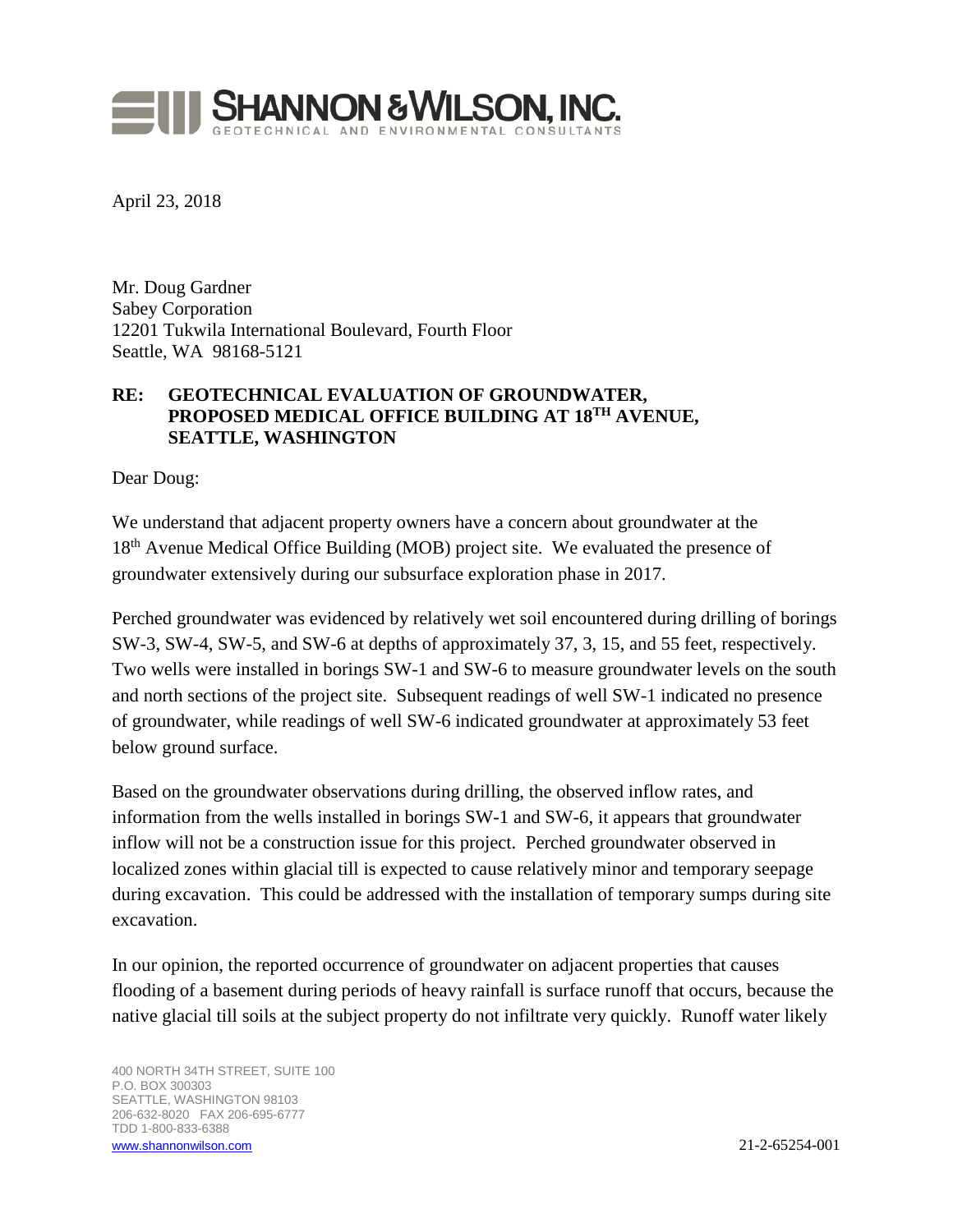SHANNON & WILSON, INC.
GEOTECHNICAL AND ENVIRONMENTAL CONSULTANTS

April 23, 2018

Mr. Doug Gardner
Sabey Corporation
12201 Tukwila International Boulevard, Fourth Floor
Seattle, WA 98168-5121

**RE: GEOTECHNICAL EVALUATION OF GROUNDWATER, PROPOSED MEDICAL OFFICE BUILDING AT 18TH AVENUE, SEATTLE, WASHINGTON**

Dear Doug:

We understand that adjacent property owners have a concern about groundwater at the 18th Avenue Medical Office Building (MOB) project site. We evaluated the presence of groundwater extensively during our subsurface exploration phase in 2017.

Perched groundwater was evidenced by relatively wet soil encountered during drilling of borings SW-3, SW-4, SW-5, and SW-6 at depths of approximately 37, 3, 15, and 55 feet, respectively. Two wells were installed in borings SW-1 and SW-6 to measure groundwater levels on the south and north sections of the project site. Subsequent readings of well SW-1 indicated no presence of groundwater, while readings of well SW-6 indicated groundwater at approximately 53 feet below ground surface.

Based on the groundwater observations during drilling, the observed inflow rates, and information from the wells installed in borings SW-1 and SW-6, it appears that groundwater inflow will not be a construction issue for this project. Perched groundwater observed in localized zones within glacial till is expected to cause relatively minor and temporary seepage during excavation. This could be addressed with the installation of temporary sumps during site excavation.

In our opinion, the reported occurrence of groundwater on adjacent properties that causes flooding of a basement during periods of heavy rainfall is surface runoff that occurs, because the native glacial till soils at the subject property do not infiltrate very quickly. Runoff water likely

400 NORTH 34TH STREET, SUITE 100
P.O. BOX 300303
SEATTLE, WASHINGTON 98103
206-632-8020 FAX 206-695-6777
TDD 1-800-833-6388
www.shannonwilson.com

21-2-65254-001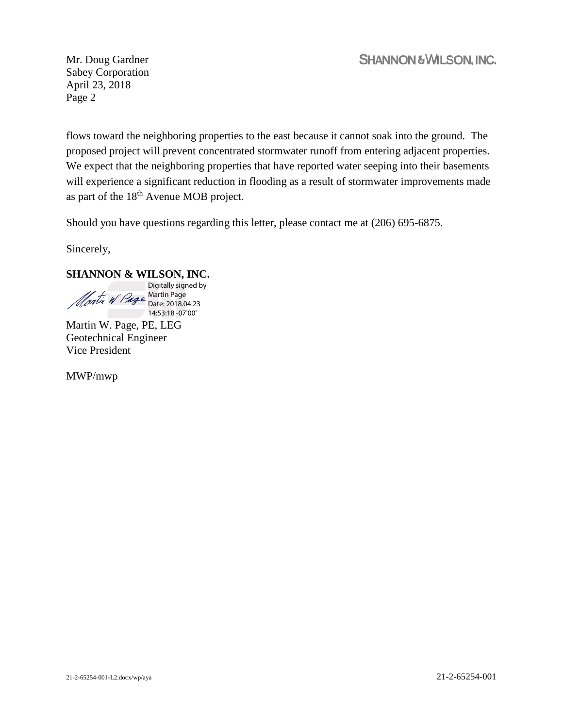flows toward the neighboring properties to the east because it cannot soak into the ground. The proposed project will prevent concentrated stormwater runoff from entering adjacent properties. We expect that the neighboring properties that have reported water seeping into their basements will experience a significant reduction in flooding as a result of stormwater improvements made as part of the 18th Avenue MOB project.

Should you have questions regarding this letter, please contact me at (206) 695-6875.

Sincerely,

**SHANNON & WILSON, INC.**

Digitally signed by Martin Page
Date: 2018.04.23 14:53:18 -07'00'

Martin W. Page, PE, LEG
Geotechnical Engineer
Vice President

MWP/mwp

21-2-65254-001-L2.docx/wp/aya